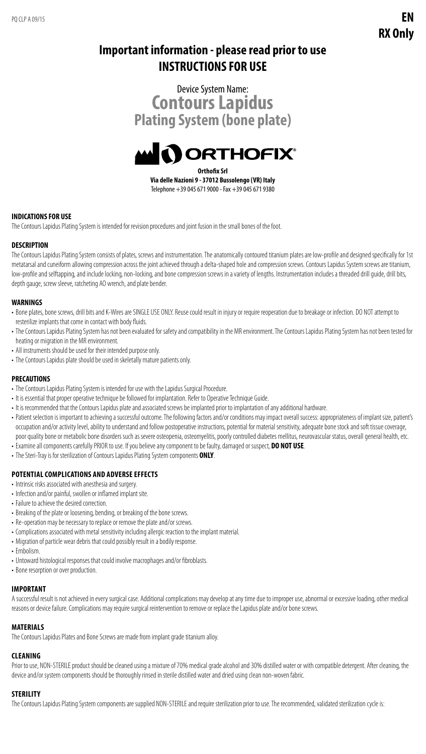EN
RX Only

# Important information - please read prior to use
# INSTRUCTIONS FOR USE

Device System Name:
## Contours Lapidus
## Plating System (bone plate)

ORTHOFIX®

**Orthofix Srl**
**Via delle Nazioni 9 - 37012 Bussolengo (VR) Italy**
Telephone +39 045 671 9000 - Fax +39 045 671 9380

### INDICATIONS FOR USE

The Contours Lapidus Plating System is intended for revision procedures and joint fusion in the small bones of the foot.

### DESCRIPTION

The Contours Lapidus Plating System consists of plates, screws and instrumentation. The anatomically contoured titanium plates are low-profile and designed specifically for 1st metatarsal and cuneiform allowing compression across the joint achieved through a delta-shaped hole and compression screws. Contours Lapidus System screws are titanium, low-profile and selftapping, and include locking, non-locking, and bone compression screws in a variety of lengths. Instrumentation includes a threaded drill guide, drill bits, depth gauge, screw sleeve, ratcheting AO wrench, and plate bender.

### WARNINGS

- Bone plates, bone screws, drill bits and K-Wires are SINGLE USE ONLY. Reuse could result in injury or require reoperation due to breakage or infection. DO NOT attempt to resterilize implants that come in contact with body fluids.
- The Contours Lapidus Plating System has not been evaluated for safety and compatibility in the MR environment. The Contours Lapidus Plating System has not been tested for heating or migration in the MR environment.
- All instruments should be used for their intended purpose only.
- The Contours Lapidus plate should be used in skeletally mature patients only.

### PRECAUTIONS

- The Contours Lapidus Plating System is intended for use with the Lapidus Surgical Procedure.
- It is essential that proper operative technique be followed for implantation. Refer to Operative Technique Guide.
- It is recommended that the Contours Lapidus plate and associated screws be implanted prior to implantation of any additional hardware.
- Patient selection is important to achieving a successful outcome. The following factors and/or conditions may impact overall success: appropriateness of implant size, patient's occupation and/or activity level, ability to understand and follow postoperative instructions, potential for material sensitivity, adequate bone stock and soft tissue coverage, poor quality bone or metabolic bone disorders such as severe osteopenia, osteomyelitis, poorly controlled diabetes mellitus, neurovascular status, overall general health, etc.
- Examine all components carefully PRIOR to use. If you believe any component to be faulty, damaged or suspect, **DO NOT USE**.
- The Steri-Tray is for sterilization of Contours Lapidus Plating System components **ONLY**.

### POTENTIAL COMPLICATIONS AND ADVERSE EFFECTS

- Intrinsic risks associated with anesthesia and surgery.
- Infection and/or painful, swollen or inflamed implant site.
- Failure to achieve the desired correction.
- Breaking of the plate or loosening, bending, or breaking of the bone screws.
- Re-operation may be necessary to replace or remove the plate and/or screws.
- Complications associated with metal sensitivity including allergic reaction to the implant material.
- Migration of particle wear debris that could possibly result in a bodily response.
- Embolism.
- Untoward histological responses that could involve macrophages and/or fibroblasts.
- Bone resorption or over production.

### IMPORTANT

A successful result is not achieved in every surgical case. Additional complications may develop at any time due to improper use, abnormal or excessive loading, other medical reasons or device failure. Complications may require surgical reintervention to remove or replace the Lapidus plate and/or bone screws.

### MATERIALS

The Contours Lapidus Plates and Bone Screws are made from implant grade titanium alloy.

### CLEANING

Prior to use, NON-STERILE product should be cleaned using a mixture of 70% medical grade alcohol and 30% distilled water or with compatible detergent. After cleaning, the device and/or system components should be thoroughly rinsed in sterile distilled water and dried using clean non-woven fabric.

### STERILITY

The Contours Lapidus Plating System components are supplied NON-STERILE and require sterilization prior to use. The recommended, validated sterilization cycle is: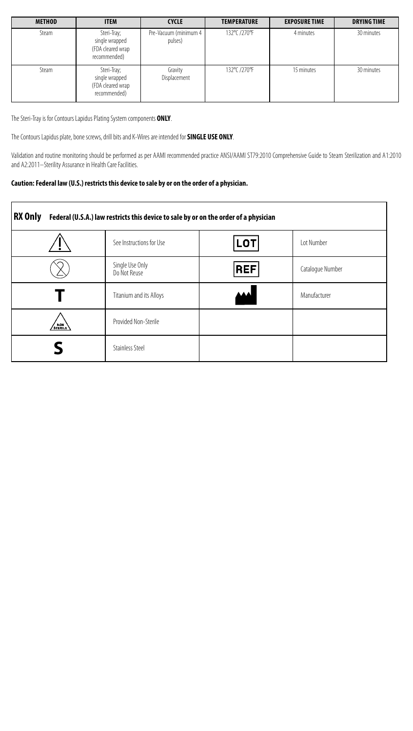| METHOD | ITEM | CYCLE | TEMPERATURE | EXPOSURE TIME | DRYING TIME |
| --- | --- | --- | --- | --- | --- |
| Steam | Steri-Tray; single wrapped (FDA cleared wrap recommended) | Pre-Vacuum (minimum 4 pulses) | 132°C /270°F | 4 minutes | 30 minutes |
| Steam | Steri-Tray; single wrapped (FDA cleared wrap recommended) | Gravity Displacement | 132°C /270°F | 15 minutes | 30 minutes |

The Steri-Tray is for Contours Lapidus Plating System components **ONLY**.

The Contours Lapidus plate, bone screws, drill bits and K-Wires are intended for **SINGLE USE ONLY**.

Validation and routine monitoring should be performed as per AAMI recommended practice ANSI/AAMI ST79:2010 Comprehensive Guide to Steam Sterilization and A1:2010 and A2:2011—Sterility Assurance in Health Care Facilities.

**Caution: Federal law (U.S.) restricts this device to sale by or on the order of a physician.**

| **RX Only** Federal (U.S.A.) law restricts this device to sale by or on the order of a physician | | | |
| --- | --- | --- | --- |
| ⚠ | See Instructions for Use | LOT | Lot Number |
| ⊗ | Single Use Only Do Not Reuse | REF | Catalogue Number |
| T | Titanium and its Alloys | | Manufacturer |
| NON STERILE | Provided Non-Sterile | | |
| S | Stainless Steel | | |